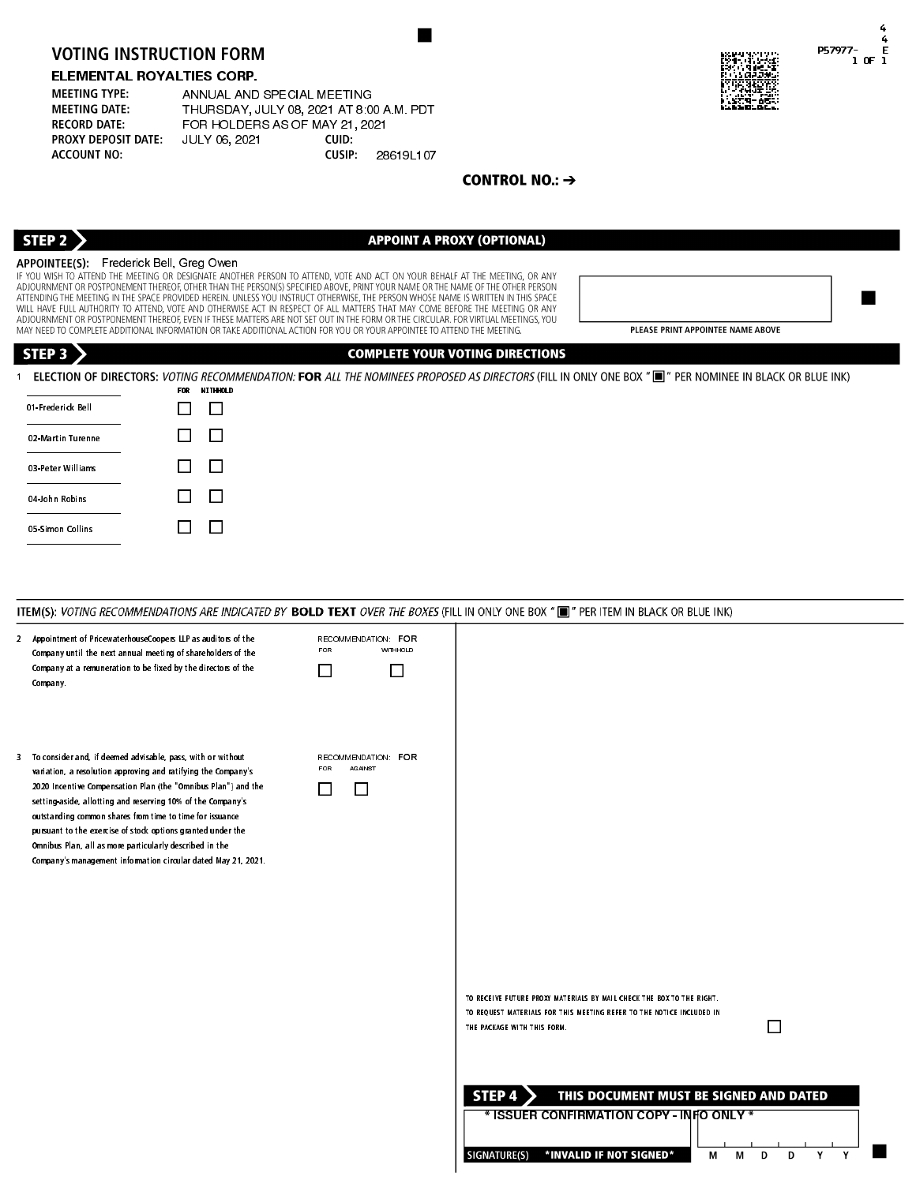# VOTING INSTRUCTION FORM

## ELEMENTAL ROYALTIES CORP.

| | |
|---|---|
| **MEETING TYPE:** | ANNUAL AND SPECIAL MEETING |
| **MEETING DATE:** | THURSDAY, JULY 08, 2021 AT 8:00 A.M. PDT |
| **RECORD DATE:** | FOR HOLDERS AS OF MAY 21, 2021 |
| **PROXY DEPOSIT DATE:** | JULY 06, 2021 **CUID:** |
| **ACCOUNT NO:** | **CUSIP:** 28619L107 |

P57977- 1 OF 1

**CONTROL NO.:** ➔

## STEP 2 — APPOINT A PROXY (OPTIONAL)

**APPOINTEE(S):** Frederick Bell, Greg Owen

IF YOU WISH TO ATTEND THE MEETING OR DESIGNATE ANOTHER PERSON TO ATTEND, VOTE AND ACT ON YOUR BEHALF AT THE MEETING, OR ANY ADJOURNMENT OR POSTPONEMENT THEREOF, OTHER THAN THE PERSON(S) SPECIFIED ABOVE, PRINT YOUR NAME OR THE NAME OF THE OTHER PERSON ATTENDING THE MEETING IN THE SPACE PROVIDED HEREIN. UNLESS YOU INSTRUCT OTHERWISE, THE PERSON WHOSE NAME IS WRITTEN IN THIS SPACE WILL HAVE FULL AUTHORITY TO ATTEND, VOTE AND OTHERWISE ACT IN RESPECT OF ALL MATTERS THAT MAY COME BEFORE THE MEETING OR ANY ADJOURNMENT OR POSTPONEMENT THEREOF, EVEN IF THESE MATTERS ARE NOT SET OUT IN THE FORM OR THE CIRCULAR. FOR VIRTUAL MEETINGS, YOU MAY NEED TO COMPLETE ADDITIONAL INFORMATION OR TAKE ADDITIONAL ACTION FOR YOU OR YOUR APPOINTEE TO ATTEND THE MEETING.

PLEASE PRINT APPOINTEE NAME ABOVE

## STEP 3 — COMPLETE YOUR VOTING DIRECTIONS

1 **ELECTION OF DIRECTORS:** *VOTING RECOMMENDATION:* **FOR** *ALL THE NOMINEES PROPOSED AS DIRECTORS* (FILL IN ONLY ONE BOX "■" PER NOMINEE IN BLACK OR BLUE INK)

| | FOR | WITHHOLD |
|---|---|---|
| 01-Frederick Bell | ☐ | ☐ |
| 02-Martin Turenne | ☐ | ☐ |
| 03-Peter Williams | ☐ | ☐ |
| 04-John Robins | ☐ | ☐ |
| 05-Simon Collins | ☐ | ☐ |

ITEM(S): *VOTING RECOMMENDATIONS ARE INDICATED BY* **BOLD TEXT** *OVER THE BOXES* (FILL IN ONLY ONE BOX "■" PER ITEM IN BLACK OR BLUE INK)

2 Appointment of PricewaterhouseCoopers LLP as auditors of the Company until the next annual meeting of shareholders of the Company at a remuneration to be fixed by the directors of the Company.

RECOMMENDATION: **FOR**

| FOR | WITHHOLD |
|---|---|
| ☐ | ☐ |

3 To consider and, if deemed advisable, pass, with or without variation, a resolution approving and ratifying the Company's 2020 Incentive Compensation Plan (the "Omnibus Plan") and the setting-aside, allotting and reserving 10% of the Company's outstanding common shares from time to time for issuance pursuant to the exercise of stock options granted under the Omnibus Plan, all as more particularly described in the Company's management information circular dated May 21, 2021.

RECOMMENDATION: **FOR**

| FOR | AGAINST |
|---|---|
| ☐ | ☐ |

TO RECEIVE FUTURE PROXY MATERIALS BY MAIL CHECK THE BOX TO THE RIGHT. TO REQUEST MATERIALS FOR THIS MEETING REFER TO THE NOTICE INCLUDED IN THE PACKAGE WITH THIS FORM. ☐

## STEP 4 — THIS DOCUMENT MUST BE SIGNED AND DATED

\* ISSUER CONFIRMATION COPY - INFO ONLY \*

SIGNATURE(S) **\*INVALID IF NOT SIGNED\***

M M D D Y Y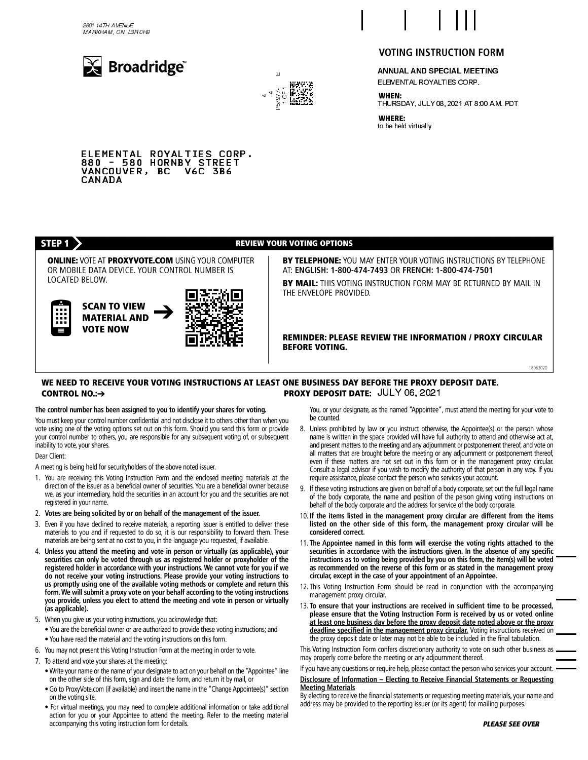2601 14TH AVENUE
MARKHAM, ON L3R 0H9

Broadridge™

P57977-
1 OF 1
4
4
E

# VOTING INSTRUCTION FORM

**ANNUAL AND SPECIAL MEETING**
ELEMENTAL ROYALTIES CORP.

**WHEN:**
THURSDAY, JULY 08, 2021 AT 8:00 A.M. PDT

**WHERE:**
to be held virtually

ELEMENTAL ROYALTIES CORP.
880 - 580 HORNBY STREET
VANCOUVER, BC V6C 3B6
CANADA

## STEP 1 REVIEW YOUR VOTING OPTIONS

**ONLINE:** VOTE AT **PROXYVOTE.COM** USING YOUR COMPUTER OR MOBILE DATA DEVICE. YOUR CONTROL NUMBER IS LOCATED BELOW.

**SCAN TO VIEW MATERIAL AND VOTE NOW** →

**BY TELEPHONE:** YOU MAY ENTER YOUR VOTING INSTRUCTIONS BY TELEPHONE AT: **ENGLISH: 1-800-474-7493** OR **FRENCH: 1-800-474-7501**

**BY MAIL:** THIS VOTING INSTRUCTION FORM MAY BE RETURNED BY MAIL IN THE ENVELOPE PROVIDED.

**REMINDER: PLEASE REVIEW THE INFORMATION / PROXY CIRCULAR BEFORE VOTING.**

18062020

**WE NEED TO RECEIVE YOUR VOTING INSTRUCTIONS AT LEAST ONE BUSINESS DAY BEFORE THE PROXY DEPOSIT DATE.**

**CONTROL NO.:→**

**PROXY DEPOSIT DATE:** JULY 06, 2021

**The control number has been assigned to you to identify your shares for voting.**

You must keep your control number confidential and not disclose it to others other than when you vote using one of the voting options set out on this form. Should you send this form or provide your control number to others, you are responsible for any subsequent voting of, or subsequent inability to vote, your shares.

Dear Client:

A meeting is being held for securityholders of the above noted issuer.

1. You are receiving this Voting Instruction Form and the enclosed meeting materials at the direction of the issuer as a beneficial owner of securities. You are a beneficial owner because we, as your intermediary, hold the securities in an account for you and the securities are not registered in your name.
2. **Votes are being solicited by or on behalf of the management of the issuer.**
3. Even if you have declined to receive materials, a reporting issuer is entitled to deliver these materials to you and if requested to do so, it is our responsibility to forward them. These materials are being sent at no cost to you, in the language you requested, if available.
4. **Unless you attend the meeting and vote in person or virtually (as applicable), your securities can only be voted through us as registered holder or proxyholder of the registered holder in accordance with your instructions. We cannot vote for you if we do not receive your voting instructions. Please provide your voting instructions to us promptly using one of the available voting methods or complete and return this form. We will submit a proxy vote on your behalf according to the voting instructions you provide, unless you elect to attend the meeting and vote in person or virtually (as applicable).**
5. When you give us your voting instructions, you acknowledge that:
   - You are the beneficial owner or are authorized to provide these voting instructions; and
   - You have read the material and the voting instructions on this form.
6. You may not present this Voting Instruction Form at the meeting in order to vote.
7. To attend and vote your shares at the meeting:
   - Write your name or the name of your designate to act on your behalf on the "Appointee" line on the other side of this form, sign and date the form, and return it by mail, or
   - Go to ProxyVote.com (if available) and insert the name in the "Change Appointee(s)" section on the voting site.
   - For virtual meetings, you may need to complete additional information or take additional action for you or your Appointee to attend the meeting. Refer to the meeting material accompanying this voting instruction form for details.

   You, or your designate, as the named "Appointee", must attend the meeting for your vote to be counted.
8. Unless prohibited by law or you instruct otherwise, the Appointee(s) or the person whose name is written in the space provided will have full authority to attend and otherwise act at, and present matters to the meeting and any adjournment or postponement thereof, and vote on all matters that are brought before the meeting or any adjournment or postponement thereof, even if these matters are not set out in this form or in the management proxy circular. Consult a legal advisor if you wish to modify the authority of that person in any way. If you require assistance, please contact the person who services your account.
9. If these voting instructions are given on behalf of a body corporate, set out the full legal name of the body corporate, the name and position of the person giving voting instructions on behalf of the body corporate and the address for service of the body corporate.
10. **If the items listed in the management proxy circular are different from the items listed on the other side of this form, the management proxy circular will be considered correct.**
11. **The Appointee named in this form will exercise the voting rights attached to the securities in accordance with the instructions given. In the absence of any specific instructions as to voting being provided by you on this form, the item(s) will be voted as recommended on the reverse of this form or as stated in the management proxy circular, except in the case of your appointment of an Appointee.**
12. This Voting Instruction Form should be read in conjunction with the accompanying management proxy circular.
13. **To ensure that your instructions are received in sufficient time to be processed, please ensure that the Voting Instruction Form is received by us or voted online <u>at least one business day before the proxy deposit date noted above or the proxy deadline specified in the management proxy circular.</u>** Voting instructions received on the proxy deposit date or later may not be able to be included in the final tabulation.

This Voting Instruction Form confers discretionary authority to vote on such other business as may properly come before the meeting or any adjournment thereof.

If you have any questions or require help, please contact the person who services your account.

**<u>Disclosure of Information – Electing to Receive Financial Statements or Requesting Meeting Materials</u>**

By electing to receive the financial statements or requesting meeting materials, your name and address may be provided to the reporting issuer (or its agent) for mailing purposes.

***PLEASE SEE OVER***